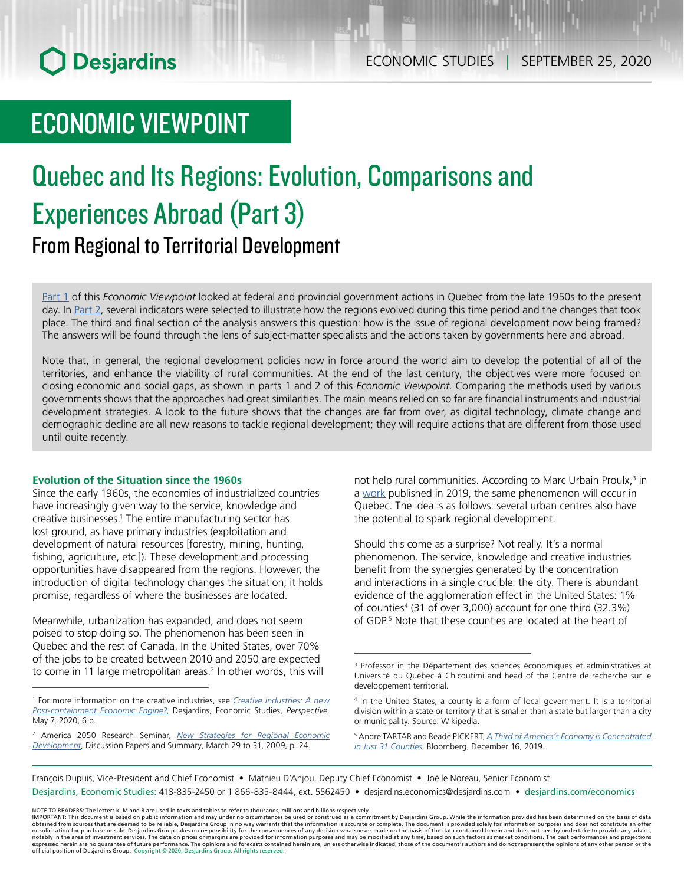ECONOMIC STUDIES | SEPTEMBER 25, 2020

# ECONOMIC VIEWPOINT

# Quebec and Its Regions: Evolution, Comparisons and Experiences Abroad (Part 3)

## From Regional to Territorial Development

Part 1 of this *Economic Viewpoint* looked at federal and provincial government actions in Quebec from the late 1950s to the present day. In Part 2, several indicators were selected to illustrate how the regions evolved during this time period and the changes that took place. The third and final section of the analysis answers this question: how is the issue of regional development now being framed? The answers will be found through the lens of subject-matter specialists and the actions taken by governments here and abroad.

Note that, in general, the regional development policies now in force around the world aim to develop the potential of all of the territories, and enhance the viability of rural communities. At the end of the last century, the objectives were more focused on closing economic and social gaps, as shown in parts 1 and 2 of this *Economic Viewpoint*. Comparing the methods used by various governments shows that the approaches had great similarities. The main means relied on so far are financial instruments and industrial development strategies. A look to the future shows that the changes are far from over, as digital technology, climate change and demographic decline are all new reasons to tackle regional development; they will require actions that are different from those used until quite recently.

### Evolution of the Situation since the 1960s

Since the early 1960s, the economies of industrialized countries have increasingly given way to the service, knowledge and creative businesses.[1] The entire manufacturing sector has lost ground, as have primary industries (exploitation and development of natural resources [forestry, mining, hunting, fishing, agriculture, etc.]). These development and processing opportunities have disappeared from the regions. However, the introduction of digital technology changes the situation; it holds promise, regardless of where the businesses are located.

Meanwhile, urbanization has expanded, and does not seem poised to stop doing so. The phenomenon has been seen in Quebec and the rest of Canada. In the United States, over 70% of the jobs to be created between 2010 and 2050 are expected to come in 11 large metropolitan areas.[2] In other words, this will not help rural communities. According to Marc Urbain Proulx,[3] in a work published in 2019, the same phenomenon will occur in Quebec. The idea is as follows: several urban centres also have the potential to spark regional development.

Should this come as a surprise? Not really. It's a normal phenomenon. The service, knowledge and creative industries benefit from the synergies generated by the concentration and interactions in a single crucible: the city. There is abundant evidence of the agglomeration effect in the United States: 1% of counties[4] (31 of over 3,000) account for one third (32.3%) of GDP.[5] Note that these counties are located at the heart of

---

[1] For more information on the creative industries, see *Creative Industries: A new Post-containment Economic Engine?*, Desjardins, Economic Studies, *Perspective*, May 7, 2020, 6 p.

[2] America 2050 Research Seminar, *New Strategies for Regional Economic Development*, Discussion Papers and Summary, March 29 to 31, 2009, p. 24.

[3] Professor in the Département des sciences économiques et administratives at Université du Québec à Chicoutimi and head of the Centre de recherche sur le développement territorial.

[4] In the United States, a county is a form of local government. It is a territorial division within a state or territory that is smaller than a state but larger than a city or municipality. Source: Wikipedia.

[5] Andre TARTAR and Reade PICKERT, *A Third of America's Economy is Concentrated in Just 31 Counties*, Bloomberg, December 16, 2019.

François Dupuis, Vice-President and Chief Economist • Mathieu D'Anjou, Deputy Chief Economist • Joëlle Noreau, Senior Economist
Desjardins, Economic Studies: 418-835-2450 or 1 866-835-8444, ext. 5562450 • desjardins.economics@desjardins.com • desjardins.com/economics

NOTE TO READERS: The letters k, M and B are used in texts and tables to refer to thousands, millions and billions respectively.
IMPORTANT: This document is based on public information and may under no circumstances be used or construed as a commitment by Desjardins Group. While the information provided has been determined on the basis of data obtained from sources that are deemed to be reliable, Desjardins Group in no way warrants that the information is accurate or complete. The document is provided solely for information purposes and does not constitute an offer or solicitation for purchase or sale. Desjardins Group takes no responsibility for the consequences of any decision whatsoever made on the basis of the data contained herein and does not hereby undertake to provide any advice, notably in the area of investment services. The data on prices or margins are provided for information purposes and may be modified at any time, based on such factors as market conditions. The past performances and projections expressed herein are no guarantee of future performance. The opinions and forecasts contained herein are, unless otherwise indicated, those of the document's authors and do not represent the opinions of any other person or the official position of Desjardins Group. Copyright © 2020, Desjardins Group. All rights reserved.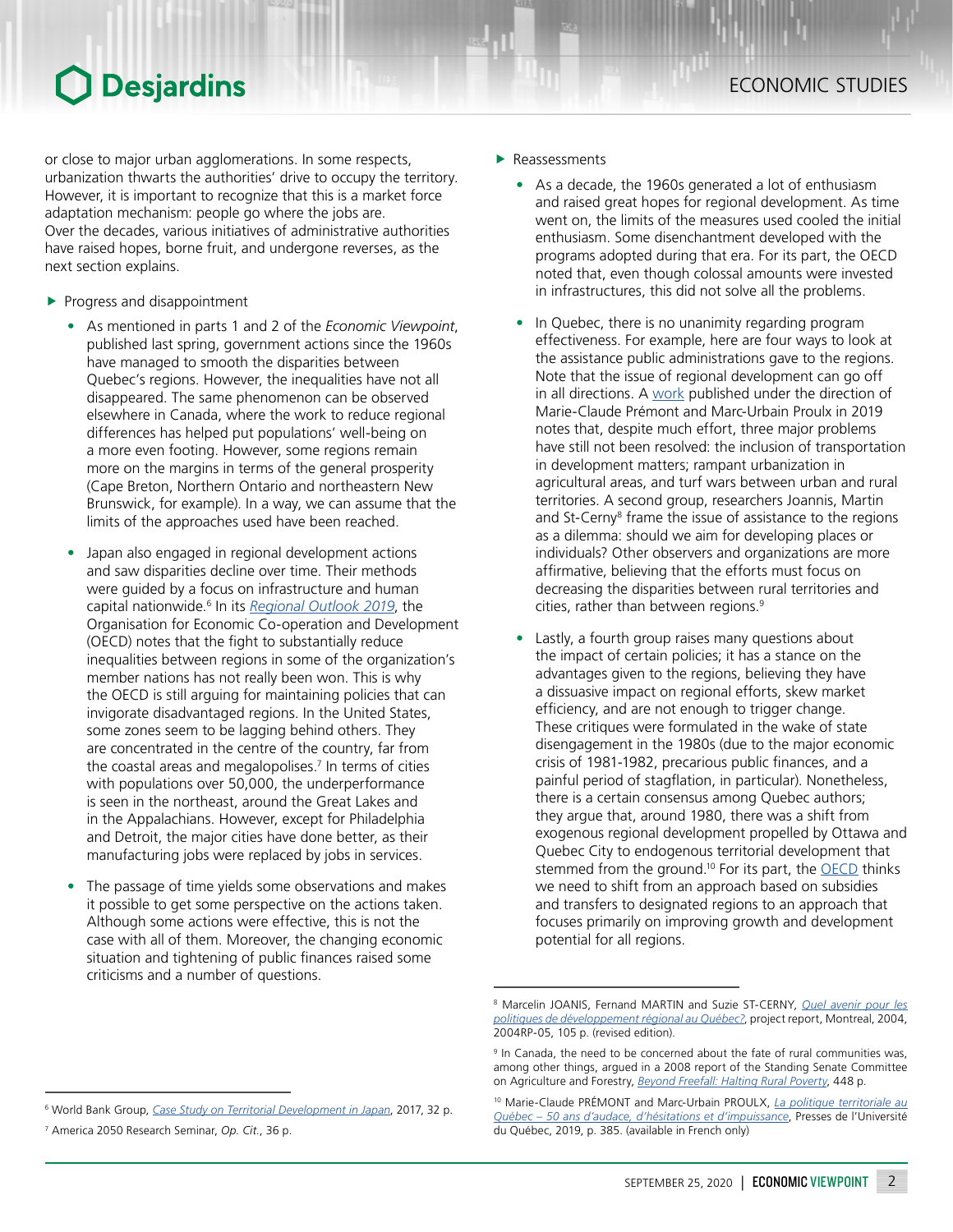or close to major urban agglomerations. In some respects, urbanization thwarts the authorities' drive to occupy the territory. However, it is important to recognize that this is a market force adaptation mechanism: people go where the jobs are. Over the decades, various initiatives of administrative authorities have raised hopes, borne fruit, and undergone reverses, as the next section explains.

- Progress and disappointment
  - As mentioned in parts 1 and 2 of the *Economic Viewpoint*, published last spring, government actions since the 1960s have managed to smooth the disparities between Quebec's regions. However, the inequalities have not all disappeared. The same phenomenon can be observed elsewhere in Canada, where the work to reduce regional differences has helped put populations' well-being on a more even footing. However, some regions remain more on the margins in terms of the general prosperity (Cape Breton, Northern Ontario and northeastern New Brunswick, for example). In a way, we can assume that the limits of the approaches used have been reached.
  - Japan also engaged in regional development actions and saw disparities decline over time. Their methods were guided by a focus on infrastructure and human capital nationwide.[6] In its *Regional Outlook 2019*, the Organisation for Economic Co-operation and Development (OECD) notes that the fight to substantially reduce inequalities between regions in some of the organization's member nations has not really been won. This is why the OECD is still arguing for maintaining policies that can invigorate disadvantaged regions. In the United States, some zones seem to be lagging behind others. They are concentrated in the centre of the country, far from the coastal areas and megalopolises.[7] In terms of cities with populations over 50,000, the underperformance is seen in the northeast, around the Great Lakes and in the Appalachians. However, except for Philadelphia and Detroit, the major cities have done better, as their manufacturing jobs were replaced by jobs in services.
  - The passage of time yields some observations and makes it possible to get some perspective on the actions taken. Although some actions were effective, this is not the case with all of them. Moreover, the changing economic situation and tightening of public finances raised some criticisms and a number of questions.
- Reassessments
  - As a decade, the 1960s generated a lot of enthusiasm and raised great hopes for regional development. As time went on, the limits of the measures used cooled the initial enthusiasm. Some disenchantment developed with the programs adopted during that era. For its part, the OECD noted that, even though colossal amounts were invested in infrastructures, this did not solve all the problems.
  - In Quebec, there is no unanimity regarding program effectiveness. For example, here are four ways to look at the assistance public administrations gave to the regions. Note that the issue of regional development can go off in all directions. A work published under the direction of Marie-Claude Prémont and Marc-Urbain Proulx in 2019 notes that, despite much effort, three major problems have still not been resolved: the inclusion of transportation in development matters; rampant urbanization in agricultural areas, and turf wars between urban and rural territories. A second group, researchers Joannis, Martin and St-Cerny[8] frame the issue of assistance to the regions as a dilemma: should we aim for developing places or individuals? Other observers and organizations are more affirmative, believing that the efforts must focus on decreasing the disparities between rural territories and cities, rather than between regions.[9]
  - Lastly, a fourth group raises many questions about the impact of certain policies; it has a stance on the advantages given to the regions, believing they have a dissuasive impact on regional efforts, skew market efficiency, and are not enough to trigger change. These critiques were formulated in the wake of state disengagement in the 1980s (due to the major economic crisis of 1981-1982, precarious public finances, and a painful period of stagflation, in particular). Nonetheless, there is a certain consensus among Quebec authors; they argue that, around 1980, there was a shift from exogenous regional development propelled by Ottawa and Quebec City to endogenous territorial development that stemmed from the ground.[10] For its part, the OECD thinks we need to shift from an approach based on subsidies and transfers to designated regions to an approach that focuses primarily on improving growth and development potential for all regions.

---

[6] World Bank Group, *Case Study on Territorial Development in Japan*, 2017, 32 p.

[7] America 2050 Research Seminar, *Op. Cit.*, 36 p.

[8] Marcelin JOANIS, Fernand MARTIN and Suzie ST-CERNY, *Quel avenir pour les politiques de développement régional au Québec?*, project report, Montreal, 2004, 2004RP-05, 105 p. (revised edition).

[9] In Canada, the need to be concerned about the fate of rural communities was, among other things, argued in a 2008 report of the Standing Senate Committee on Agriculture and Forestry, *Beyond Freefall: Halting Rural Poverty*, 448 p.

[10] Marie-Claude PRÉMONT and Marc-Urbain PROULX, *La politique territoriale au Québec – 50 ans d'audace, d'hésitations et d'impuissance*, Presses de l'Université du Québec, 2019, p. 385. (available in French only)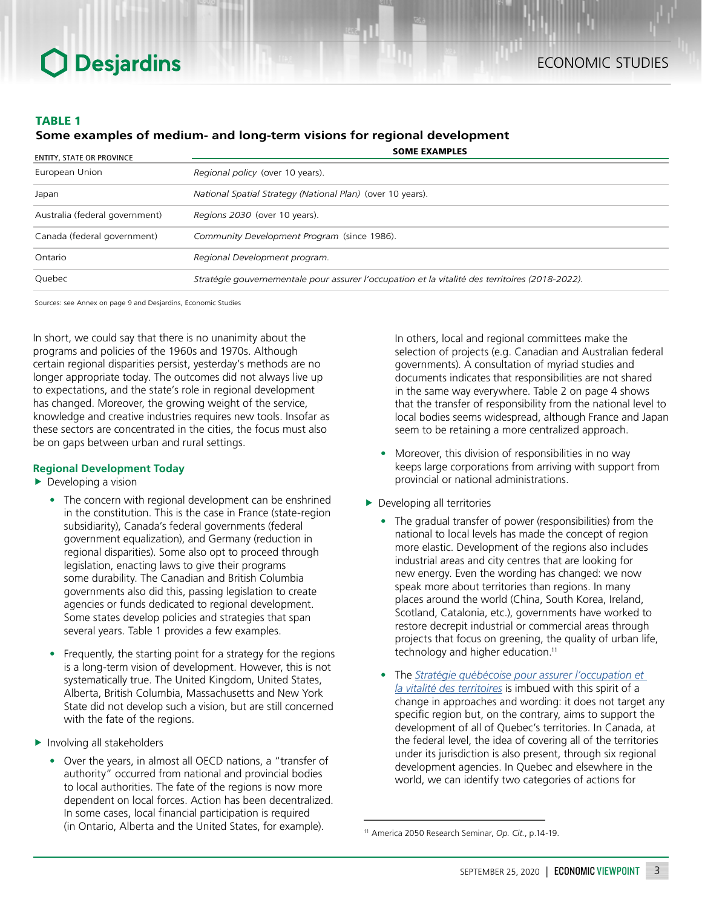**TABLE 1**
**Some examples of medium- and long-term visions for regional development**

| ENTITY, STATE OR PROVINCE | SOME EXAMPLES |
|---|---|
| European Union | *Regional policy* (over 10 years). |
| Japan | *National Spatial Strategy (National Plan)* (over 10 years). |
| Australia (federal government) | *Regions 2030* (over 10 years). |
| Canada (federal government) | *Community Development Program* (since 1986). |
| Ontario | *Regional Development program.* |
| Quebec | *Stratégie gouvernementale pour assurer l'occupation et la vitalité des territoires (2018-2022).* |

Sources: see Annex on page 9 and Desjardins, Economic Studies

In short, we could say that there is no unanimity about the programs and policies of the 1960s and 1970s. Although certain regional disparities persist, yesterday's methods are no longer appropriate today. The outcomes did not always live up to expectations, and the state's role in regional development has changed. Moreover, the growing weight of the service, knowledge and creative industries requires new tools. Insofar as these sectors are concentrated in the cities, the focus must also be on gaps between urban and rural settings.

## Regional Development Today

- Developing a vision
  - The concern with regional development can be enshrined in the constitution. This is the case in France (state-region subsidiarity), Canada's federal governments (federal government equalization), and Germany (reduction in regional disparities). Some also opt to proceed through legislation, enacting laws to give their programs some durability. The Canadian and British Columbia governments also did this, passing legislation to create agencies or funds dedicated to regional development. Some states develop policies and strategies that span several years. Table 1 provides a few examples.
  - Frequently, the starting point for a strategy for the regions is a long-term vision of development. However, this is not systematically true. The United Kingdom, United States, Alberta, British Columbia, Massachusetts and New York State did not develop such a vision, but are still concerned with the fate of the regions.
- Involving all stakeholders
  - Over the years, in almost all OECD nations, a "transfer of authority" occurred from national and provincial bodies to local authorities. The fate of the regions is now more dependent on local forces. Action has been decentralized. In some cases, local financial participation is required (in Ontario, Alberta and the United States, for example). In others, local and regional committees make the selection of projects (e.g. Canadian and Australian federal governments). A consultation of myriad studies and documents indicates that responsibilities are not shared in the same way everywhere. Table 2 on page 4 shows that the transfer of responsibility from the national level to local bodies seems widespread, although France and Japan seem to be retaining a more centralized approach.
  - Moreover, this division of responsibilities in no way keeps large corporations from arriving with support from provincial or national administrations.
- Developing all territories
  - The gradual transfer of power (responsibilities) from the national to local levels has made the concept of region more elastic. Development of the regions also includes industrial areas and city centres that are looking for new energy. Even the wording has changed: we now speak more about territories than regions. In many places around the world (China, South Korea, Ireland, Scotland, Catalonia, etc.), governments have worked to restore decrepit industrial or commercial areas through projects that focus on greening, the quality of urban life, technology and higher education.[11]
  - The *Stratégie québécoise pour assurer l'occupation et la vitalité des territoires* is imbued with this spirit of a change in approaches and wording: it does not target any specific region but, on the contrary, aims to support the development of all of Quebec's territories. In Canada, at the federal level, the idea of covering all of the territories under its jurisdiction is also present, through six regional development agencies. In Quebec and elsewhere in the world, we can identify two categories of actions for

[11] America 2050 Research Seminar, *Op. Cit.*, p.14-19.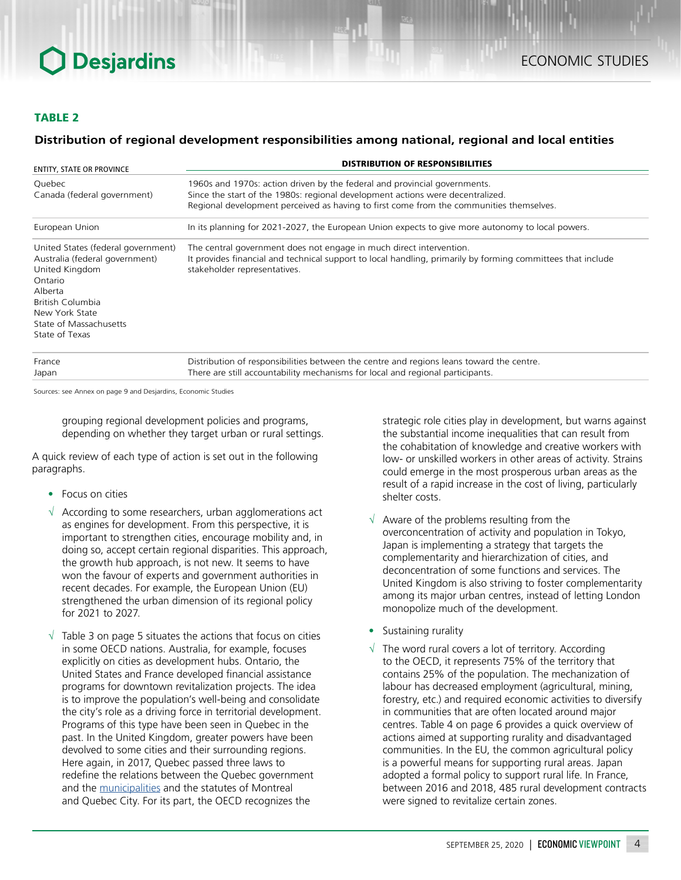**TABLE 2**

**Distribution of regional development responsibilities among national, regional and local entities**

| ENTITY, STATE OR PROVINCE | DISTRIBUTION OF RESPONSIBILITIES |
|---|---|
| Quebec<br>Canada (federal government) | 1960s and 1970s: action driven by the federal and provincial governments.<br>Since the start of the 1980s: regional development actions were decentralized.<br>Regional development perceived as having to first come from the communities themselves. |
| European Union | In its planning for 2021-2027, the European Union expects to give more autonomy to local powers. |
| United States (federal government)<br>Australia (federal government)<br>United Kingdom<br>Ontario<br>Alberta<br>British Columbia<br>New York State<br>State of Massachusetts<br>State of Texas | The central government does not engage in much direct intervention.<br>It provides financial and technical support to local handling, primarily by forming committees that include stakeholder representatives. |
| France<br>Japan | Distribution of responsibilities between the centre and regions leans toward the centre.<br>There are still accountability mechanisms for local and regional participants. |

Sources: see Annex on page 9 and Desjardins, Economic Studies

grouping regional development policies and programs, depending on whether they target urban or rural settings.

A quick review of each type of action is set out in the following paragraphs.

- Focus on cities

√ According to some researchers, urban agglomerations act as engines for development. From this perspective, it is important to strengthen cities, encourage mobility and, in doing so, accept certain regional disparities. This approach, the growth hub approach, is not new. It seems to have won the favour of experts and government authorities in recent decades. For example, the European Union (EU) strengthened the urban dimension of its regional policy for 2021 to 2027.

√ Table 3 on page 5 situates the actions that focus on cities in some OECD nations. Australia, for example, focuses explicitly on cities as development hubs. Ontario, the United States and France developed financial assistance programs for downtown revitalization projects. The idea is to improve the population's well-being and consolidate the city's role as a driving force in territorial development. Programs of this type have been seen in Quebec in the past. In the United Kingdom, greater powers have been devolved to some cities and their surrounding regions. Here again, in 2017, Quebec passed three laws to redefine the relations between the Quebec government and the municipalities and the statutes of Montreal and Quebec City. For its part, the OECD recognizes the strategic role cities play in development, but warns against the substantial income inequalities that can result from the cohabitation of knowledge and creative workers with low- or unskilled workers in other areas of activity. Strains could emerge in the most prosperous urban areas as the result of a rapid increase in the cost of living, particularly shelter costs.

√ Aware of the problems resulting from the overconcentration of activity and population in Tokyo, Japan is implementing a strategy that targets the complementarity and hierarchization of cities, and deconcentration of some functions and services. The United Kingdom is also striving to foster complementarity among its major urban centres, instead of letting London monopolize much of the development.

- Sustaining rurality

√ The word rural covers a lot of territory. According to the OECD, it represents 75% of the territory that contains 25% of the population. The mechanization of labour has decreased employment (agricultural, mining, forestry, etc.) and required economic activities to diversify in communities that are often located around major centres. Table 4 on page 6 provides a quick overview of actions aimed at supporting rurality and disadvantaged communities. In the EU, the common agricultural policy is a powerful means for supporting rural areas. Japan adopted a formal policy to support rural life. In France, between 2016 and 2018, 485 rural development contracts were signed to revitalize certain zones.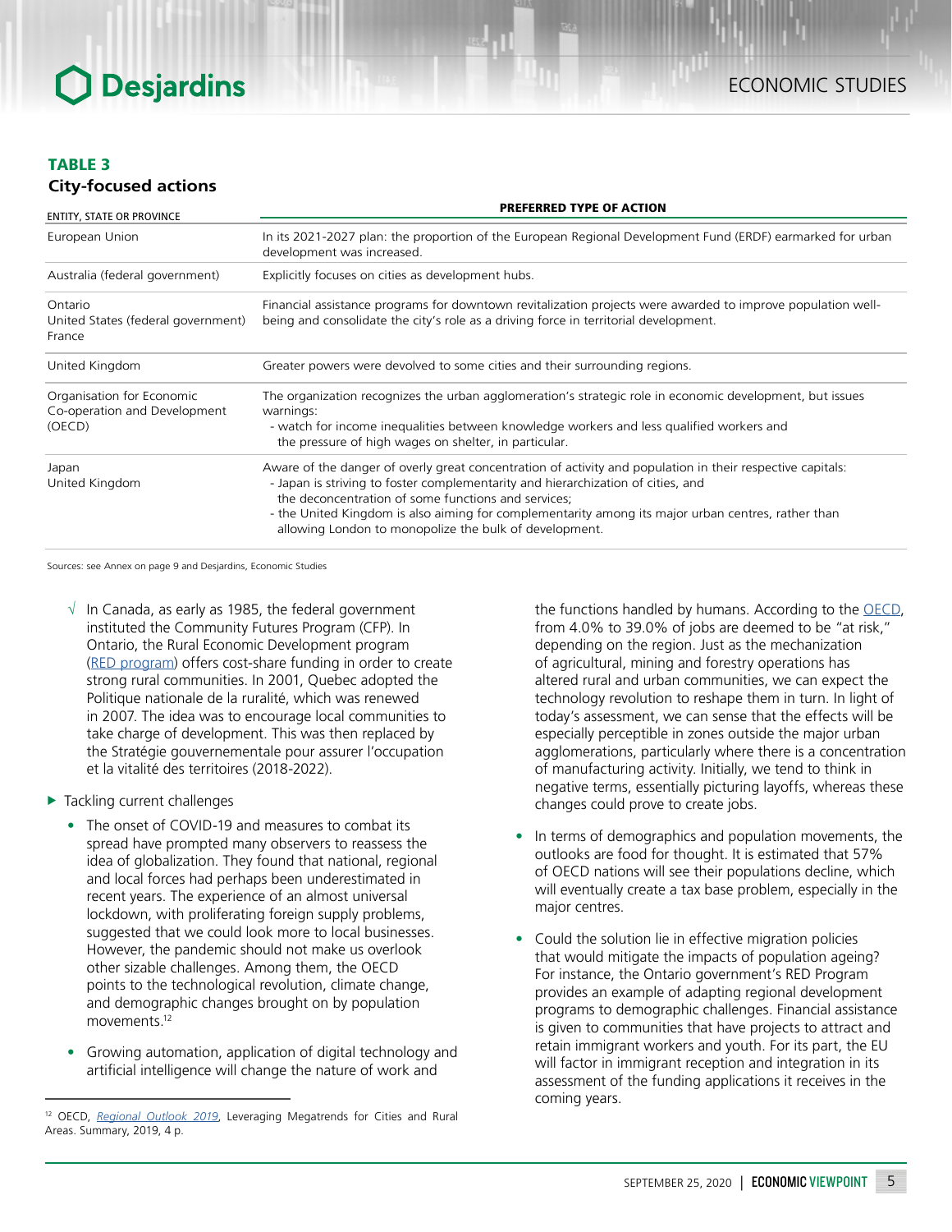**TABLE 3**
**City-focused actions**

| ENTITY, STATE OR PROVINCE | PREFERRED TYPE OF ACTION |
|---|---|
| European Union | In its 2021-2027 plan: the proportion of the European Regional Development Fund (ERDF) earmarked for urban development was increased. |
| Australia (federal government) | Explicitly focuses on cities as development hubs. |
| Ontario<br>United States (federal government)<br>France | Financial assistance programs for downtown revitalization projects were awarded to improve population well-being and consolidate the city's role as a driving force in territorial development. |
| United Kingdom | Greater powers were devolved to some cities and their surrounding regions. |
| Organisation for Economic Co-operation and Development (OECD) | The organization recognizes the urban agglomeration's strategic role in economic development, but issues warnings:<br>- watch for income inequalities between knowledge workers and less qualified workers and the pressure of high wages on shelter, in particular. |
| Japan<br>United Kingdom | Aware of the danger of overly great concentration of activity and population in their respective capitals:<br>- Japan is striving to foster complementarity and hierarchization of cities, and the deconcentration of some functions and services;<br>- the United Kingdom is also aiming for complementarity among its major urban centres, rather than allowing London to monopolize the bulk of development. |

Sources: see Annex on page 9 and Desjardins, Economic Studies

√ In Canada, as early as 1985, the federal government instituted the Community Futures Program (CFP). In Ontario, the Rural Economic Development program (RED program) offers cost-share funding in order to create strong rural communities. In 2001, Quebec adopted the Politique nationale de la ruralité, which was renewed in 2007. The idea was to encourage local communities to take charge of development. This was then replaced by the Stratégie gouvernementale pour assurer l'occupation et la vitalité des territoires (2018-2022).

- Tackling current challenges
  - The onset of COVID-19 and measures to combat its spread have prompted many observers to reassess the idea of globalization. They found that national, regional and local forces had perhaps been underestimated in recent years. The experience of an almost universal lockdown, with proliferating foreign supply problems, suggested that we could look more to local businesses. However, the pandemic should not make us overlook other sizable challenges. Among them, the OECD points to the technological revolution, climate change, and demographic changes brought on by population movements.[12]
  - Growing automation, application of digital technology and artificial intelligence will change the nature of work and the functions handled by humans. According to the OECD, from 4.0% to 39.0% of jobs are deemed to be "at risk," depending on the region. Just as the mechanization of agricultural, mining and forestry operations has altered rural and urban communities, we can expect the technology revolution to reshape them in turn. In light of today's assessment, we can sense that the effects will be especially perceptible in zones outside the major urban agglomerations, particularly where there is a concentration of manufacturing activity. Initially, we tend to think in negative terms, essentially picturing layoffs, whereas these changes could prove to create jobs.
  - In terms of demographics and population movements, the outlooks are food for thought. It is estimated that 57% of OECD nations will see their populations decline, which will eventually create a tax base problem, especially in the major centres.
  - Could the solution lie in effective migration policies that would mitigate the impacts of population ageing? For instance, the Ontario government's RED Program provides an example of adapting regional development programs to demographic challenges. Financial assistance is given to communities that have projects to attract and retain immigrant workers and youth. For its part, the EU will factor in immigrant reception and integration in its assessment of the funding applications it receives in the coming years.

[12] OECD, *Regional Outlook 2019*, Leveraging Megatrends for Cities and Rural Areas. Summary, 2019, 4 p.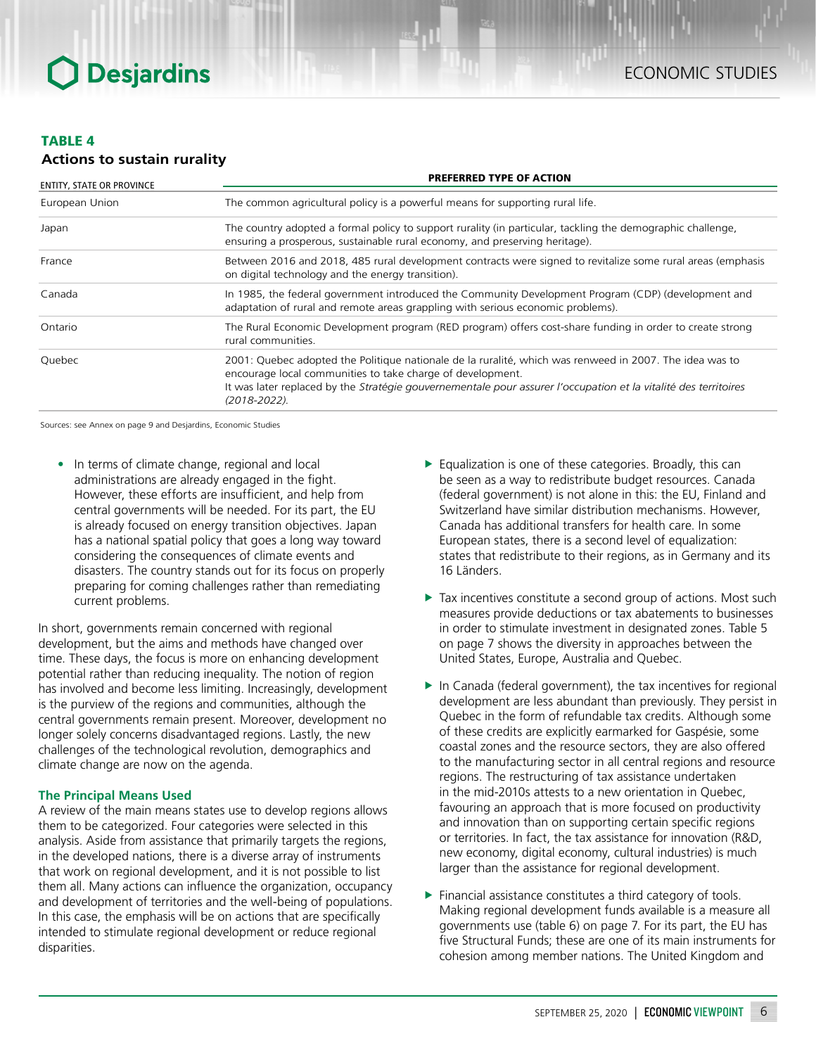**TABLE 4**

**Actions to sustain rurality**

| ENTITY, STATE OR PROVINCE | PREFERRED TYPE OF ACTION |
|---|---|
| European Union | The common agricultural policy is a powerful means for supporting rural life. |
| Japan | The country adopted a formal policy to support rurality (in particular, tackling the demographic challenge, ensuring a prosperous, sustainable rural economy, and preserving heritage). |
| France | Between 2016 and 2018, 485 rural development contracts were signed to revitalize some rural areas (emphasis on digital technology and the energy transition). |
| Canada | In 1985, the federal government introduced the Community Development Program (CDP) (development and adaptation of rural and remote areas grappling with serious economic problems). |
| Ontario | The Rural Economic Development program (RED program) offers cost-share funding in order to create strong rural communities. |
| Quebec | 2001: Quebec adopted the Politique nationale de la ruralité, which was renweed in 2007. The idea was to encourage local communities to take charge of development. It was later replaced by the *Stratégie gouvernementale pour assurer l'occupation et la vitalité des territoires (2018-2022).* |

Sources: see Annex on page 9 and Desjardins, Economic Studies

- In terms of climate change, regional and local administrations are already engaged in the fight. However, these efforts are insufficient, and help from central governments will be needed. For its part, the EU is already focused on energy transition objectives. Japan has a national spatial policy that goes a long way toward considering the consequences of climate events and disasters. The country stands out for its focus on properly preparing for coming challenges rather than remediating current problems.

In short, governments remain concerned with regional development, but the aims and methods have changed over time. These days, the focus is more on enhancing development potential rather than reducing inequality. The notion of region has involved and become less limiting. Increasingly, development is the purview of the regions and communities, although the central governments remain present. Moreover, development no longer solely concerns disadvantaged regions. Lastly, the new challenges of the technological revolution, demographics and climate change are now on the agenda.

### The Principal Means Used

A review of the main means states use to develop regions allows them to be categorized. Four categories were selected in this analysis. Aside from assistance that primarily targets the regions, in the developed nations, there is a diverse array of instruments that work on regional development, and it is not possible to list them all. Many actions can influence the organization, occupancy and development of territories and the well-being of populations. In this case, the emphasis will be on actions that are specifically intended to stimulate regional development or reduce regional disparities.

- Equalization is one of these categories. Broadly, this can be seen as a way to redistribute budget resources. Canada (federal government) is not alone in this: the EU, Finland and Switzerland have similar distribution mechanisms. However, Canada has additional transfers for health care. In some European states, there is a second level of equalization: states that redistribute to their regions, as in Germany and its 16 Länders.
- Tax incentives constitute a second group of actions. Most such measures provide deductions or tax abatements to businesses in order to stimulate investment in designated zones. Table 5 on page 7 shows the diversity in approaches between the United States, Europe, Australia and Quebec.
- In Canada (federal government), the tax incentives for regional development are less abundant than previously. They persist in Quebec in the form of refundable tax credits. Although some of these credits are explicitly earmarked for Gaspésie, some coastal zones and the resource sectors, they are also offered to the manufacturing sector in all central regions and resource regions. The restructuring of tax assistance undertaken in the mid-2010s in Quebec attests to a new orientation in Quebec, favouring an approach that is more focused on productivity and innovation than on supporting certain specific regions or territories. In fact, the tax assistance for innovation (R&D, new economy, digital economy, cultural industries) is much larger than the assistance for regional development.
- Financial assistance constitutes a third category of tools. Making regional development funds available is a measure all governments use (table 6) on page 7. For its part, the EU has five Structural Funds; these are one of its main instruments for cohesion among member nations. The United Kingdom and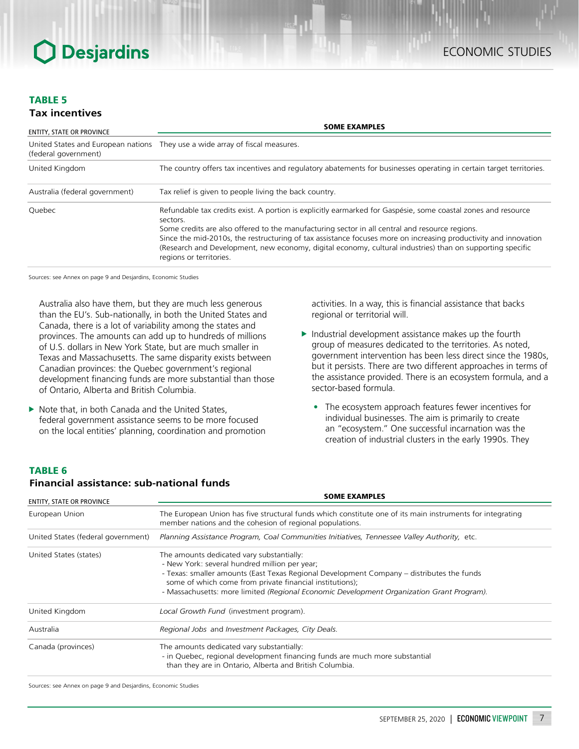**TABLE 5**
**Tax incentives**

| ENTITY, STATE OR PROVINCE | SOME EXAMPLES |
|---|---|
| United States and European nations (federal government) | They use a wide array of fiscal measures. |
| United Kingdom | The country offers tax incentives and regulatory abatements for businesses operating in certain target territories. |
| Australia (federal government) | Tax relief is given to people living the back country. |
| Quebec | Refundable tax credits exist. A portion is explicitly earmarked for Gaspésie, some coastal zones and resource sectors. Some credits are also offered to the manufacturing sector in all central and resource regions. Since the mid-2010s, the restructuring of tax assistance focuses more on increasing productivity and innovation (Research and Development, new economy, digital economy, cultural industries) than on supporting specific regions or territories. |

Sources: see Annex on page 9 and Desjardins, Economic Studies

Australia also have them, but they are much less generous than the EU's. Sub-nationally, in both the United States and Canada, there is a lot of variability among the states and provinces. The amounts can add up to hundreds of millions of U.S. dollars in New York State, but are much smaller in Texas and Massachusetts. The same disparity exists between Canadian provinces: the Quebec government's regional development financing funds are more substantial than those of Ontario, Alberta and British Columbia.

- Note that, in both Canada and the United States, federal government assistance seems to be more focused on the local entities' planning, coordination and promotion activities. In a way, this is financial assistance that backs regional or territorial will.
- Industrial development assistance makes up the fourth group of measures dedicated to the territories. As noted, government intervention has been less direct since the 1980s, but it persists. There are two different approaches in terms of the assistance provided. There is an ecosystem formula, and a sector-based formula.
  - The ecosystem approach features fewer incentives for individual businesses. The aim is primarily to create an "ecosystem." One successful incarnation was the creation of industrial clusters in the early 1990s. They

**TABLE 6**
**Financial assistance: sub-national funds**

| ENTITY, STATE OR PROVINCE | SOME EXAMPLES |
|---|---|
| European Union | The European Union has five structural funds which constitute one of its main instruments for integrating member nations and the cohesion of regional populations. |
| United States (federal government) | *Planning Assistance Program, Coal Communities Initiatives, Tennessee Valley Authority,* etc. |
| United States (states) | The amounts dedicated vary substantially:<br>- New York: several hundred million per year;<br>- Texas: smaller amounts (East Texas Regional Development Company – distributes the funds some of which come from private financial institutions);<br>- Massachusetts: more limited *(Regional Economic Development Organization Grant Program).* |
| United Kingdom | *Local Growth Fund* (investment program). |
| Australia | *Regional Jobs* and *Investment Packages, City Deals.* |
| Canada (provinces) | The amounts dedicated vary substantially:<br>- in Quebec, regional development financing funds are much more substantial than they are in Ontario, Alberta and British Columbia. |

Sources: see Annex on page 9 and Desjardins, Economic Studies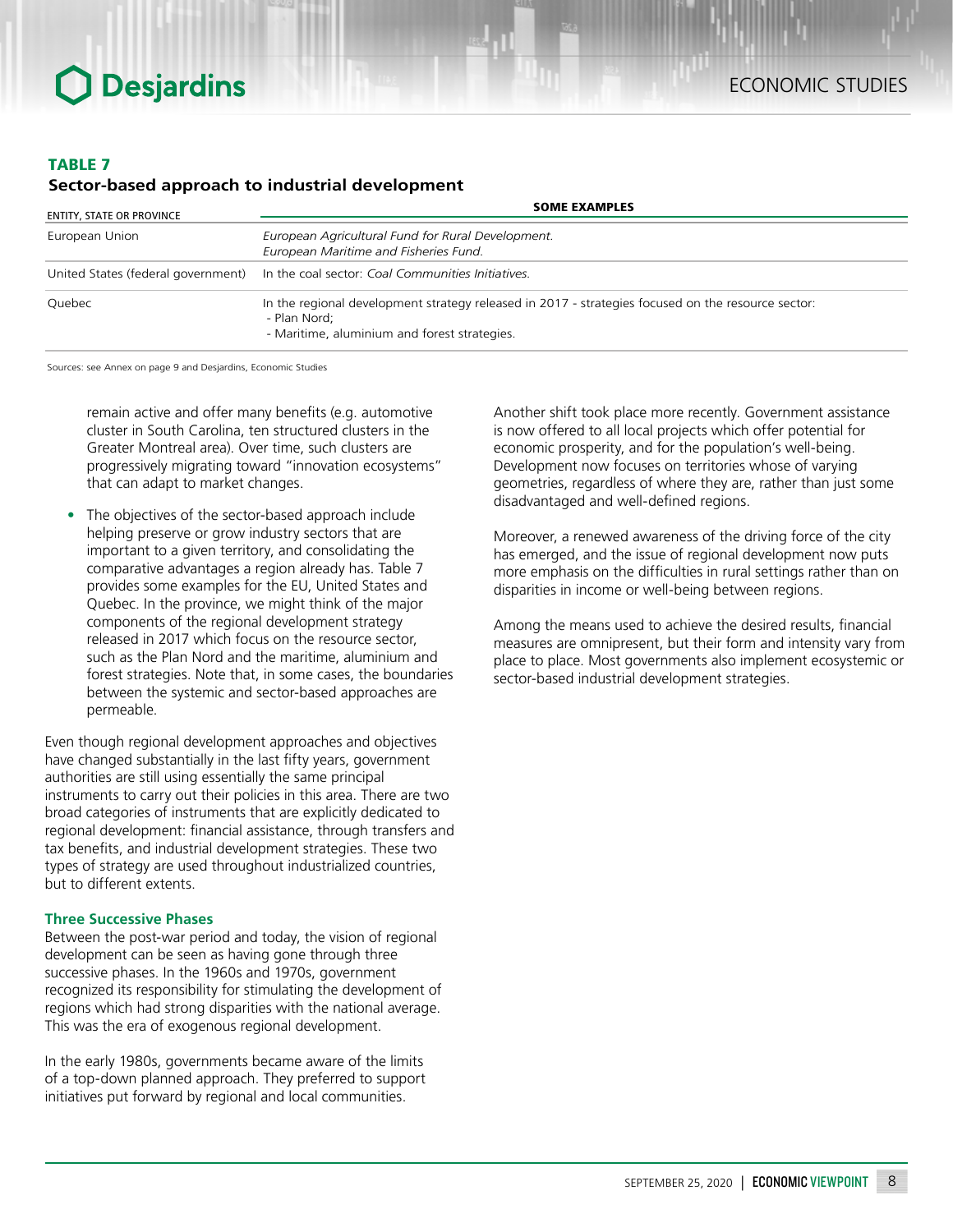**TABLE 7**
**Sector-based approach to industrial development**

| ENTITY, STATE OR PROVINCE | SOME EXAMPLES |
|---|---|
| European Union | *European Agricultural Fund for Rural Development.* *European Maritime and Fisheries Fund.* |
| United States (federal government) | In the coal sector: *Coal Communities Initiatives.* |
| Quebec | In the regional development strategy released in 2017 - strategies focused on the resource sector: - Plan Nord; - Maritime, aluminium and forest strategies. |

Sources: see Annex on page 9 and Desjardins, Economic Studies

remain active and offer many benefits (e.g. automotive cluster in South Carolina, ten structured clusters in the Greater Montreal area). Over time, such clusters are progressively migrating toward "innovation ecosystems" that can adapt to market changes.

- The objectives of the sector-based approach include helping preserve or grow industry sectors that are important to a given territory, and consolidating the comparative advantages a region already has. Table 7 provides some examples for the EU, United States and Quebec. In the province, we might think of the major components of the regional development strategy released in 2017 which focus on the resource sector, such as the Plan Nord and the maritime, aluminium and forest strategies. Note that, in some cases, the boundaries between the systemic and sector-based approaches are permeable.

Even though regional development approaches and objectives have changed substantially in the last fifty years, government authorities are still using essentially the same principal instruments to carry out their policies in this area. There are two broad categories of instruments that are explicitly dedicated to regional development: financial assistance, through transfers and tax benefits, and industrial development strategies. These two types of strategy are used throughout industrialized countries, but to different extents.

### Three Successive Phases

Between the post-war period and today, the vision of regional development can be seen as having gone through three successive phases. In the 1960s and 1970s, government recognized its responsibility for stimulating the development of regions which had strong disparities with the national average. This was the era of exogenous regional development.

In the early 1980s, governments became aware of the limits of a top-down planned approach. They preferred to support initiatives put forward by regional and local communities.

Another shift took place more recently. Government assistance is now offered to all local projects which offer potential for economic prosperity, and for the population's well-being. Development now focuses on territories whose of varying geometries, regardless of where they are, rather than just some disadvantaged and well-defined regions.

Moreover, a renewed awareness of the driving force of the city has emerged, and the issue of regional development now puts more emphasis on the difficulties in rural settings rather than on disparities in income or well-being between regions.

Among the means used to achieve the desired results, financial measures are omnipresent, but their form and intensity vary from place to place. Most governments also implement ecosystemic or sector-based industrial development strategies.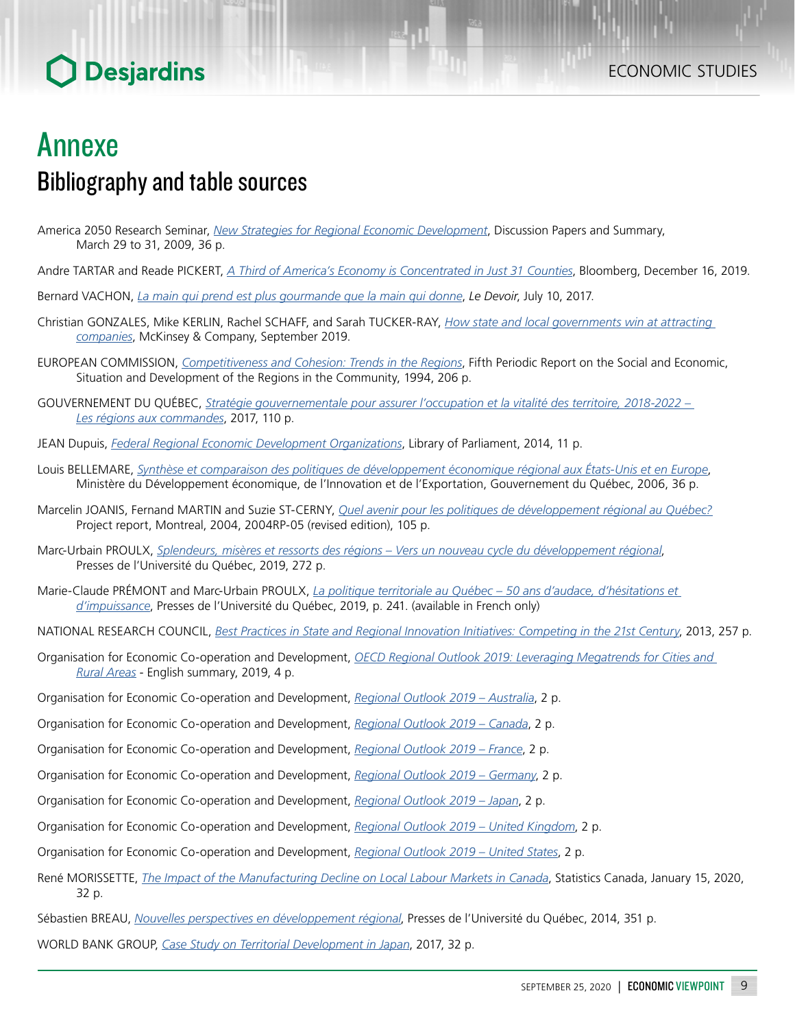# Annexe

## Bibliography and table sources

America 2050 Research Seminar, *New Strategies for Regional Economic Development*, Discussion Papers and Summary, March 29 to 31, 2009, 36 p.

Andre TARTAR and Reade PICKERT, *A Third of America's Economy is Concentrated in Just 31 Counties*, Bloomberg, December 16, 2019.

Bernard VACHON, *La main qui prend est plus gourmande que la main qui donne*, *Le Devoir*, July 10, 2017.

Christian GONZALES, Mike KERLIN, Rachel SCHAFF, and Sarah TUCKER-RAY, *How state and local governments win at attracting companies*, McKinsey & Company, September 2019.

EUROPEAN COMMISSION, *Competitiveness and Cohesion: Trends in the Regions*, Fifth Periodic Report on the Social and Economic, Situation and Development of the Regions in the Community, 1994, 206 p.

GOUVERNEMENT DU QUÉBEC, *Stratégie gouvernementale pour assurer l'occupation et la vitalité des territoire, 2018-2022 – Les régions aux commandes*, 2017, 110 p.

JEAN Dupuis, *Federal Regional Economic Development Organizations*, Library of Parliament, 2014, 11 p.

Louis BELLEMARE, *Synthèse et comparaison des politiques de développement économique régional aux États-Unis et en Europe*, Ministère du Développement économique, de l'Innovation et de l'Exportation, Gouvernement du Québec, 2006, 36 p.

Marcelin JOANIS, Fernand MARTIN and Suzie ST-CERNY, *Quel avenir pour les politiques de développement régional au Québec?* Project report, Montreal, 2004, 2004RP-05 (revised edition), 105 p.

Marc-Urbain PROULX, *Splendeurs, misères et ressorts des régions – Vers un nouveau cycle du développement régional*, Presses de l'Université du Québec, 2019, 272 p.

Marie-Claude PRÉMONT and Marc-Urbain PROULX, *La politique territoriale au Québec – 50 ans d'audace, d'hésitations et d'impuissance*, Presses de l'Université du Québec, 2019, p. 241. (available in French only)

NATIONAL RESEARCH COUNCIL, *Best Practices in State and Regional Innovation Initiatives: Competing in the 21st Century*, 2013, 257 p.

Organisation for Economic Co-operation and Development, *OECD Regional Outlook 2019: Leveraging Megatrends for Cities and Rural Areas* - English summary, 2019, 4 p.

Organisation for Economic Co-operation and Development, *Regional Outlook 2019 – Australia*, 2 p.

Organisation for Economic Co-operation and Development, *Regional Outlook 2019 – Canada*, 2 p.

Organisation for Economic Co-operation and Development, *Regional Outlook 2019 – France*, 2 p.

Organisation for Economic Co-operation and Development, *Regional Outlook 2019 – Germany*, 2 p.

Organisation for Economic Co-operation and Development, *Regional Outlook 2019 – Japan*, 2 p.

Organisation for Economic Co-operation and Development, *Regional Outlook 2019 – United Kingdom*, 2 p.

Organisation for Economic Co-operation and Development, *Regional Outlook 2019 – United States*, 2 p.

René MORISSETTE, *The Impact of the Manufacturing Decline on Local Labour Markets in Canada*, Statistics Canada, January 15, 2020, 32 p.

Sébastien BREAU, *Nouvelles perspectives en développement régional*, Presses de l'Université du Québec, 2014, 351 p.

WORLD BANK GROUP, *Case Study on Territorial Development in Japan*, 2017, 32 p.